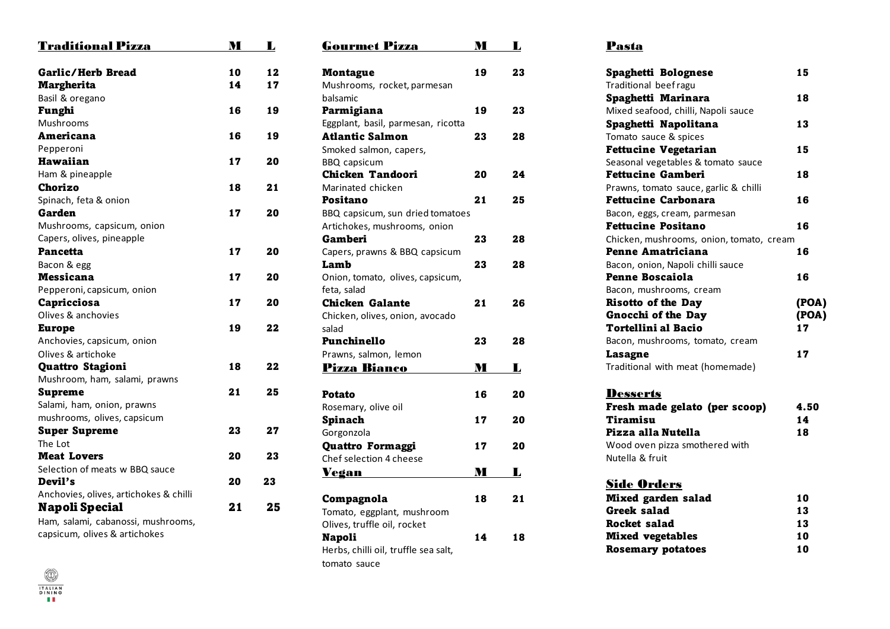## Traditional Pizza

| Traditional Pizza | M | L |
|---|---|---|
| **Garlic/Herb Bread** | 10 | 12 |
| **Margherita**<br>Basil & oregano | 14 | 17 |
| **Funghi**<br>Mushrooms | 16 | 19 |
| **Americana**<br>Pepperoni | 16 | 19 |
| **Hawaiian**<br>Ham & pineapple | 17 | 20 |
| **Chorizo**<br>Spinach, feta & onion | 18 | 21 |
| **Garden**<br>Mushrooms, capsicum, onion<br>Capers, olives, pineapple | 17 | 20 |
| **Pancetta**<br>Bacon & egg | 17 | 20 |
| **Messicana**<br>Pepperoni, capsicum, onion | 17 | 20 |
| **Capricciosa**<br>Olives & anchovies | 17 | 20 |
| **Europe**<br>Anchovies, capsicum, onion<br>Olives & artichoke | 19 | 22 |
| **Quattro Stagioni**<br>Mushroom, ham, salami, prawns | 18 | 22 |
| **Supreme**<br>Salami, ham, onion, prawns<br>mushrooms, olives, capsicum | 21 | 25 |
| **Super Supreme**<br>The Lot | 23 | 27 |
| **Meat Lovers**<br>Selection of meats w BBQ sauce | 20 | 23 |
| **Devil's**<br>Anchovies, olives, artichokes & chilli | 20 | 23 |
| **Napoli Special**<br>Ham, salami, cabanossi, mushrooms,<br>capsicum, olives & artichokes | 21 | 25 |

## Gourmet Pizza

| Gourmet Pizza | M | L |
|---|---|---|
| **Montague**<br>Mushrooms, rocket, parmesan<br>balsamic | 19 | 23 |
| **Parmigiana**<br>Eggplant, basil, parmesan, ricotta | 19 | 23 |
| **Atlantic Salmon**<br>Smoked salmon, capers,<br>BBQ capsicum | 23 | 28 |
| **Chicken Tandoori**<br>Marinated chicken | 20 | 24 |
| **Positano**<br>BBQ capsicum, sun dried tomatoes<br>Artichokes, mushrooms, onion | 21 | 25 |
| **Gamberi**<br>Capers, prawns & BBQ capsicum | 23 | 28 |
| **Lamb**<br>Onion, tomato, olives, capsicum,<br>feta, salad | 23 | 28 |
| **Chicken Galante**<br>Chicken, olives, onion, avocado<br>salad | 21 | 26 |
| **Punchinello**<br>Prawns, salmon, lemon | 23 | 28 |

## Pizza Bianco

| Pizza Bianco | M | L |
|---|---|---|
| **Potato**<br>Rosemary, olive oil | 16 | 20 |
| **Spinach**<br>Gorgonzola | 17 | 20 |
| **Quattro Formaggi**<br>Chef selection 4 cheese | 17 | 20 |

## Vegan

| Vegan | M | L |
|---|---|---|
| **Compagnola**<br>Tomato, eggplant, mushroom<br>Olives, truffle oil, rocket | 18 | 21 |
| **Napoli**<br>Herbs, chilli oil, truffle sea salt,<br>tomato sauce | 14 | 18 |

## Pasta

| Pasta | |
|---|---|
| **Spaghetti Bolognese**<br>Traditional beef ragu | 15 |
| **Spaghetti Marinara**<br>Mixed seafood, chilli, Napoli sauce | 18 |
| **Spaghetti Napolitana**<br>Tomato sauce & spices | 13 |
| **Fettucine Vegetarian**<br>Seasonal vegetables & tomato sauce | 15 |
| **Fettucine Gamberi**<br>Prawns, tomato sauce, garlic & chilli | 18 |
| **Fettucine Carbonara**<br>Bacon, eggs, cream, parmesan | 16 |
| **Fettucine Positano**<br>Chicken, mushrooms, onion, tomato, cream | 16 |
| **Penne Amatriciana**<br>Bacon, onion, Napoli chilli sauce | 16 |
| **Penne Boscaiola**<br>Bacon, mushrooms, cream | 16 |
| **Risotto of the Day** | (POA) |
| **Gnocchi of the Day** | (POA) |
| **Tortellini al Bacio**<br>Bacon, mushrooms, tomato, cream | 17 |
| **Lasagne**<br>Traditional with meat (homemade) | 17 |

## Desserts

| Desserts | |
|---|---|
| **Fresh made gelato (per scoop)** | 4.50 |
| **Tiramisu** | 14 |
| **Pizza alla Nutella**<br>Wood oven pizza smothered with<br>Nutella & fruit | 18 |

## Side Orders

| Side Orders | |
|---|---|
| **Mixed garden salad** | 10 |
| **Greek salad** | 13 |
| **Rocket salad** | 13 |
| **Mixed vegetables** | 10 |
| **Rosemary potatoes** | 10 |

ITALIAN DINING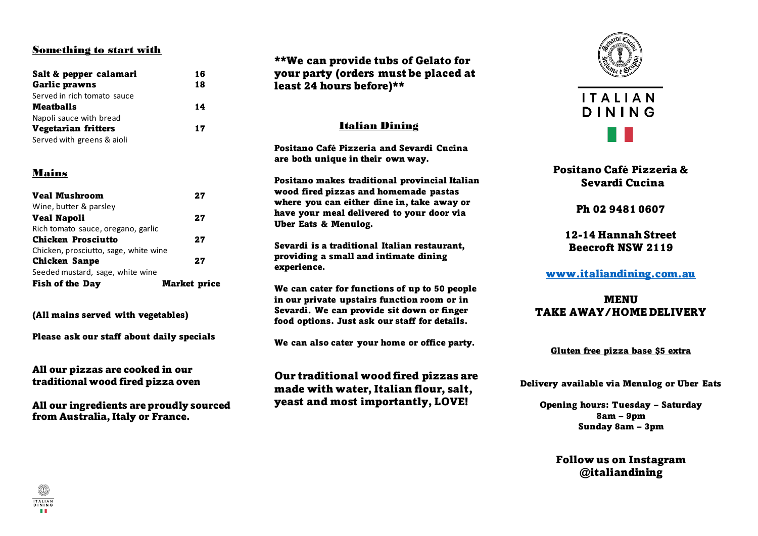## Something to start with

| | |
|---|---|
| **Salt & pepper calamari** | **16** |
| **Garlic prawns** | **18** |
| Served in rich tomato sauce | |
| **Meatballs** | **14** |
| Napoli sauce with bread | |
| **Vegetarian fritters** | **17** |
| Served with greens & aioli | |

## Mains

| | |
|---|---|
| **Veal Mushroom** | **27** |
| Wine, butter & parsley | |
| **Veal Napoli** | **27** |
| Rich tomato sauce, oregano, garlic | |
| **Chicken Prosciutto** | **27** |
| Chicken, prosciutto, sage, white wine | |
| **Chicken Sanpe** | **27** |
| Seeded mustard, sage, white wine | |
| **Fish of the Day** | **Market price** |

**(All mains served with vegetables)**

**Please ask our staff about daily specials**

**All our pizzas are cooked in our traditional wood fired pizza oven**

**All our ingredients are proudly sourced from Australia, Italy or France.**

**\*\*We can provide tubs of Gelato for your party (orders must be placed at least 24 hours before)\*\***

## Italian Dining

**Positano Café Pizzeria and Sevardi Cucina are both unique in their own way.**

**Positano makes traditional provincial Italian wood fired pizzas and homemade pastas where you can either dine in, take away or have your meal delivered to your door via Uber Eats & Menulog.**

**Sevardi is a traditional Italian restaurant, providing a small and intimate dining experience.**

**We can cater for functions of up to 50 people in our private upstairs function room or in Sevardi. We can provide sit down or finger food options. Just ask our staff for details.**

**We can also cater your home or office party.**

**Our traditional wood fired pizzas are made with water, Italian flour, salt, yeast and most importantly, LOVE!**

ITALIAN DINING

## Positano Café Pizzeria & Sevardi Cucina

**Ph 02 9481 0607**

**12-14 Hannah Street**
**Beecroft NSW 2119**

**www.italiandining.com.au**

## MENU
## TAKE AWAY/HOME DELIVERY

**Gluten free pizza base $5 extra**

**Delivery available via Menulog or Uber Eats**

**Opening hours: Tuesday – Saturday**
**8am – 9pm**
**Sunday 8am – 3pm**

**Follow us on Instagram**
**@italiandining**